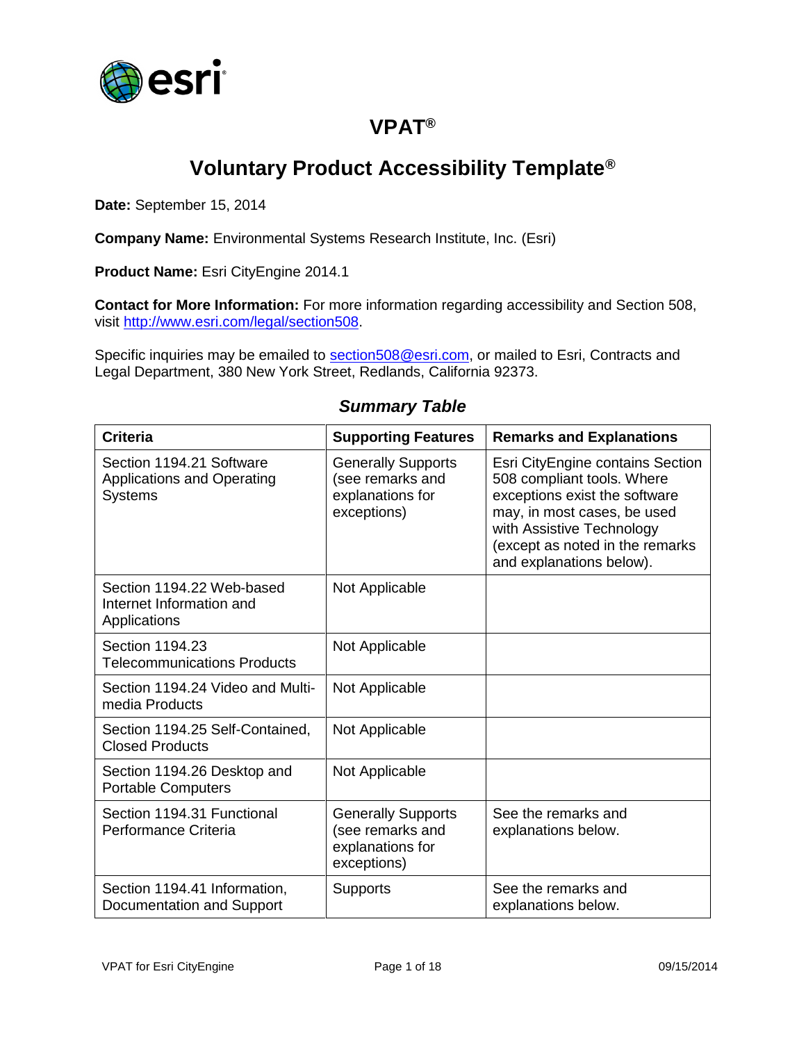# VPAT®

# Voluntary Product Accessibility Template®

**Date:** September 15, 2014

**Company Name:** Environmental Systems Research Institute, Inc. (Esri)

**Product Name:** Esri CityEngine 2014.1

**Contact for More Information:** For more information regarding accessibility and Section 508, visit http://www.esri.com/legal/section508.

Specific inquiries may be emailed to section508@esri.com, or mailed to Esri, Contracts and Legal Department, 380 New York Street, Redlands, California 92373.

## *Summary Table*

| Criteria | Supporting Features | Remarks and Explanations |
|---|---|---|
| Section 1194.21 Software Applications and Operating Systems | Generally Supports (see remarks and explanations for exceptions) | Esri CityEngine contains Section 508 compliant tools. Where exceptions exist the software may, in most cases, be used with Assistive Technology (except as noted in the remarks and explanations below). |
| Section 1194.22 Web-based Internet Information and Applications | Not Applicable | |
| Section 1194.23 Telecommunications Products | Not Applicable | |
| Section 1194.24 Video and Multi-media Products | Not Applicable | |
| Section 1194.25 Self-Contained, Closed Products | Not Applicable | |
| Section 1194.26 Desktop and Portable Computers | Not Applicable | |
| Section 1194.31 Functional Performance Criteria | Generally Supports (see remarks and explanations for exceptions) | See the remarks and explanations below. |
| Section 1194.41 Information, Documentation and Support | Supports | See the remarks and explanations below. |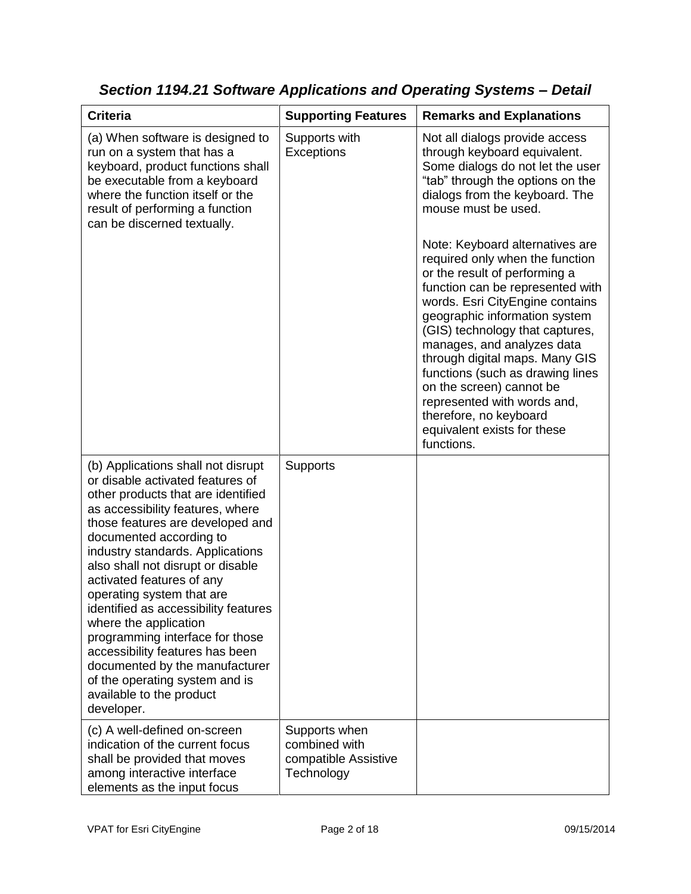## *Section 1194.21 Software Applications and Operating Systems – Detail*

| Criteria | Supporting Features | Remarks and Explanations |
|---|---|---|
| (a) When software is designed to run on a system that has a keyboard, product functions shall be executable from a keyboard where the function itself or the result of performing a function can be discerned textually. | Supports with Exceptions | Not all dialogs provide access through keyboard equivalent. Some dialogs do not let the user "tab" through the options on the dialogs from the keyboard. The mouse must be used.<br><br>Note: Keyboard alternatives are required only when the function or the result of performing a function can be represented with words. Esri CityEngine contains geographic information system (GIS) technology that captures, manages, and analyzes data through digital maps. Many GIS functions (such as drawing lines on the screen) cannot be represented with words and, therefore, no keyboard equivalent exists for these functions. |
| (b) Applications shall not disrupt or disable activated features of other products that are identified as accessibility features, where those features are developed and documented according to industry standards. Applications also shall not disrupt or disable activated features of any operating system that are identified as accessibility features where the application programming interface for those accessibility features has been documented by the manufacturer of the operating system and is available to the product developer. | Supports | |
| (c) A well-defined on-screen indication of the current focus shall be provided that moves among interactive interface elements as the input focus | Supports when combined with compatible Assistive Technology | |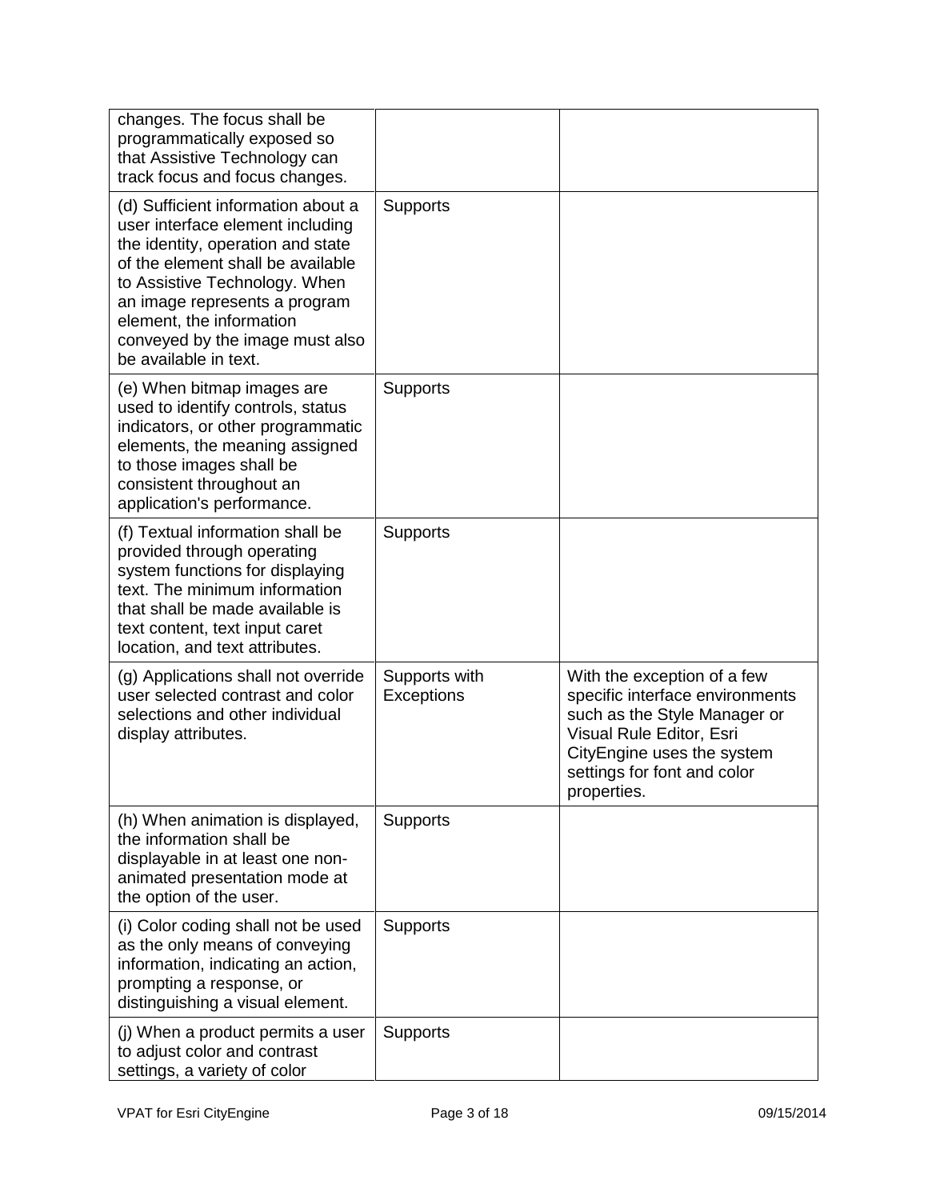| | | |
|---|---|---|
| changes. The focus shall be programmatically exposed so that Assistive Technology can track focus and focus changes. | | |
| (d) Sufficient information about a user interface element including the identity, operation and state of the element shall be available to Assistive Technology. When an image represents a program element, the information conveyed by the image must also be available in text. | Supports | |
| (e) When bitmap images are used to identify controls, status indicators, or other programmatic elements, the meaning assigned to those images shall be consistent throughout an application's performance. | Supports | |
| (f) Textual information shall be provided through operating system functions for displaying text. The minimum information that shall be made available is text content, text input caret location, and text attributes. | Supports | |
| (g) Applications shall not override user selected contrast and color selections and other individual display attributes. | Supports with Exceptions | With the exception of a few specific interface environments such as the Style Manager or Visual Rule Editor, Esri CityEngine uses the system settings for font and color properties. |
| (h) When animation is displayed, the information shall be displayable in at least one non-animated presentation mode at the option of the user. | Supports | |
| (i) Color coding shall not be used as the only means of conveying information, indicating an action, prompting a response, or distinguishing a visual element. | Supports | |
| (j) When a product permits a user to adjust color and contrast settings, a variety of color | Supports | |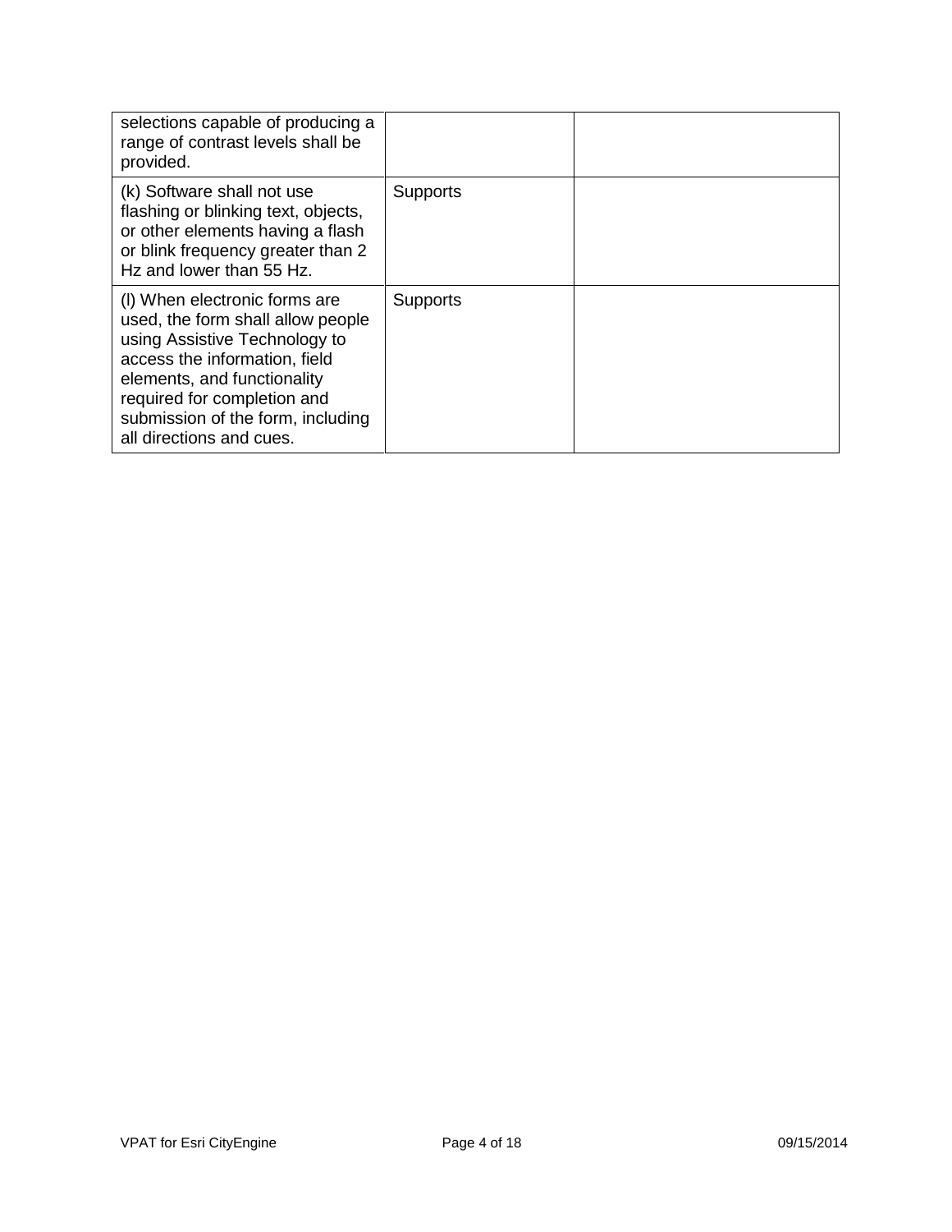| | | |
|---|---|---|
| selections capable of producing a range of contrast levels shall be provided. | | |
| (k) Software shall not use flashing or blinking text, objects, or other elements having a flash or blink frequency greater than 2 Hz and lower than 55 Hz. | Supports | |
| (l) When electronic forms are used, the form shall allow people using Assistive Technology to access the information, field elements, and functionality required for completion and submission of the form, including all directions and cues. | Supports | |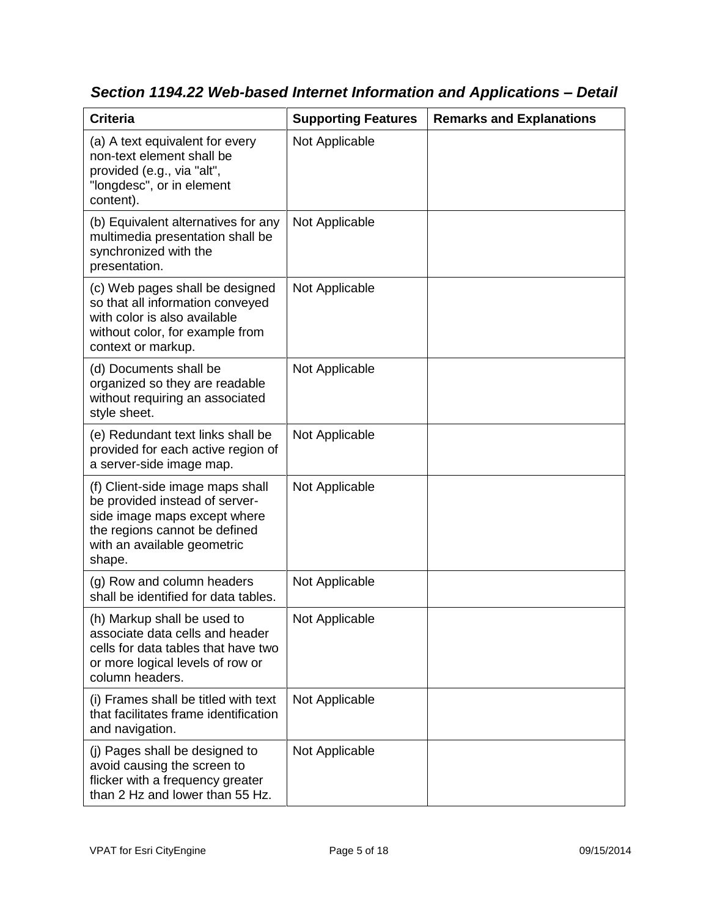## *Section 1194.22 Web-based Internet Information and Applications – Detail*

| Criteria | Supporting Features | Remarks and Explanations |
|---|---|---|
| (a) A text equivalent for every non-text element shall be provided (e.g., via "alt", "longdesc", or in element content). | Not Applicable | |
| (b) Equivalent alternatives for any multimedia presentation shall be synchronized with the presentation. | Not Applicable | |
| (c) Web pages shall be designed so that all information conveyed with color is also available without color, for example from context or markup. | Not Applicable | |
| (d) Documents shall be organized so they are readable without requiring an associated style sheet. | Not Applicable | |
| (e) Redundant text links shall be provided for each active region of a server-side image map. | Not Applicable | |
| (f) Client-side image maps shall be provided instead of server-side image maps except where the regions cannot be defined with an available geometric shape. | Not Applicable | |
| (g) Row and column headers shall be identified for data tables. | Not Applicable | |
| (h) Markup shall be used to associate data cells and header cells for data tables that have two or more logical levels of row or column headers. | Not Applicable | |
| (i) Frames shall be titled with text that facilitates frame identification and navigation. | Not Applicable | |
| (j) Pages shall be designed to avoid causing the screen to flicker with a frequency greater than 2 Hz and lower than 55 Hz. | Not Applicable | |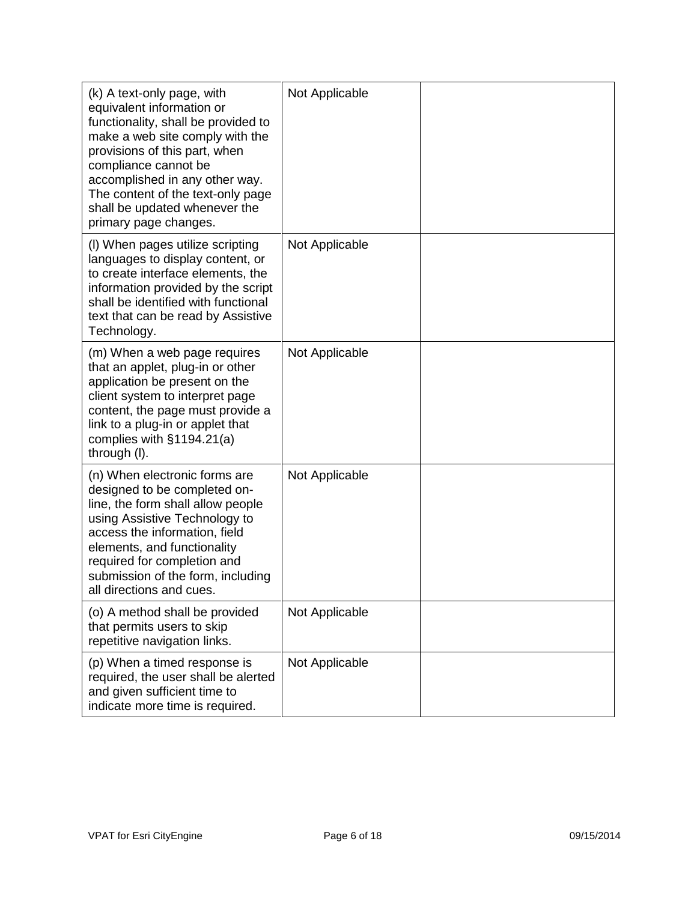| | | |
|---|---|---|
| (k) A text-only page, with equivalent information or functionality, shall be provided to make a web site comply with the provisions of this part, when compliance cannot be accomplished in any other way. The content of the text-only page shall be updated whenever the primary page changes. | Not Applicable | |
| (l) When pages utilize scripting languages to display content, or to create interface elements, the information provided by the script shall be identified with functional text that can be read by Assistive Technology. | Not Applicable | |
| (m) When a web page requires that an applet, plug-in or other application be present on the client system to interpret page content, the page must provide a link to a plug-in or applet that complies with §1194.21(a) through (l). | Not Applicable | |
| (n) When electronic forms are designed to be completed on-line, the form shall allow people using Assistive Technology to access the information, field elements, and functionality required for completion and submission of the form, including all directions and cues. | Not Applicable | |
| (o) A method shall be provided that permits users to skip repetitive navigation links. | Not Applicable | |
| (p) When a timed response is required, the user shall be alerted and given sufficient time to indicate more time is required. | Not Applicable | |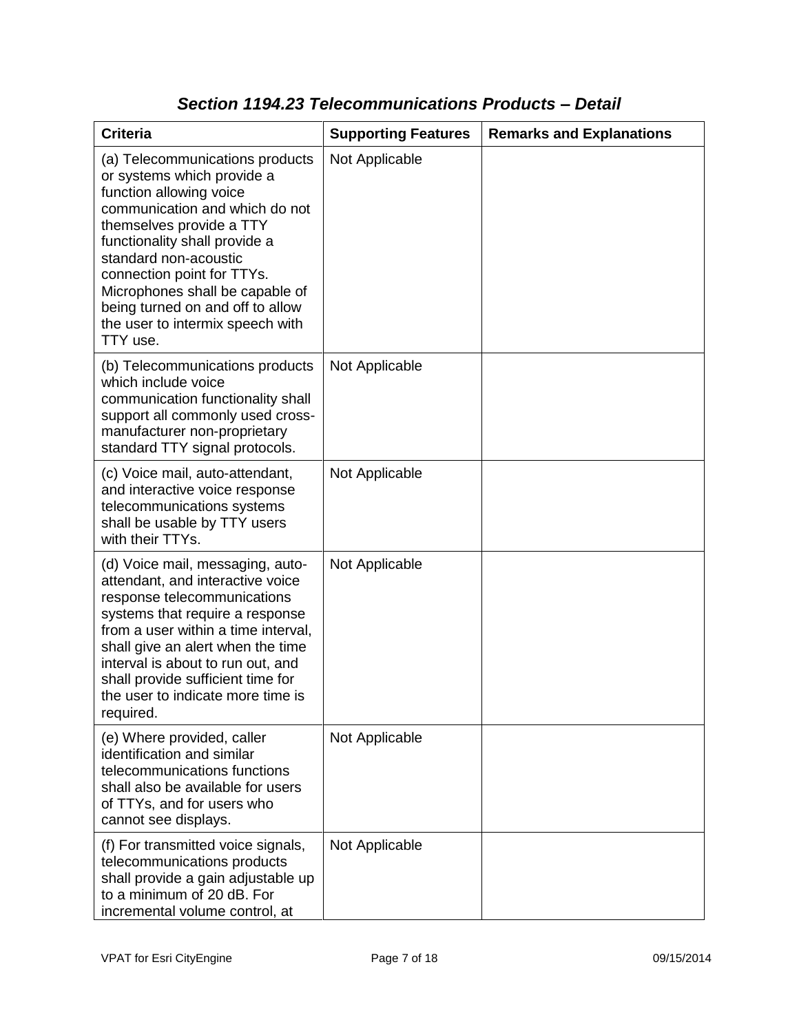### *Section 1194.23 Telecommunications Products – Detail*

| Criteria | Supporting Features | Remarks and Explanations |
|---|---|---|
| (a) Telecommunications products or systems which provide a function allowing voice communication and which do not themselves provide a TTY functionality shall provide a standard non-acoustic connection point for TTYs. Microphones shall be capable of being turned on and off to allow the user to intermix speech with TTY use. | Not Applicable | |
| (b) Telecommunications products which include voice communication functionality shall support all commonly used cross-manufacturer non-proprietary standard TTY signal protocols. | Not Applicable | |
| (c) Voice mail, auto-attendant, and interactive voice response telecommunications systems shall be usable by TTY users with their TTYs. | Not Applicable | |
| (d) Voice mail, messaging, auto-attendant, and interactive voice response telecommunications systems that require a response from a user within a time interval, shall give an alert when the time interval is about to run out, and shall provide sufficient time for the user to indicate more time is required. | Not Applicable | |
| (e) Where provided, caller identification and similar telecommunications functions shall also be available for users of TTYs, and for users who cannot see displays. | Not Applicable | |
| (f) For transmitted voice signals, telecommunications products shall provide a gain adjustable up to a minimum of 20 dB. For incremental volume control, at | Not Applicable | |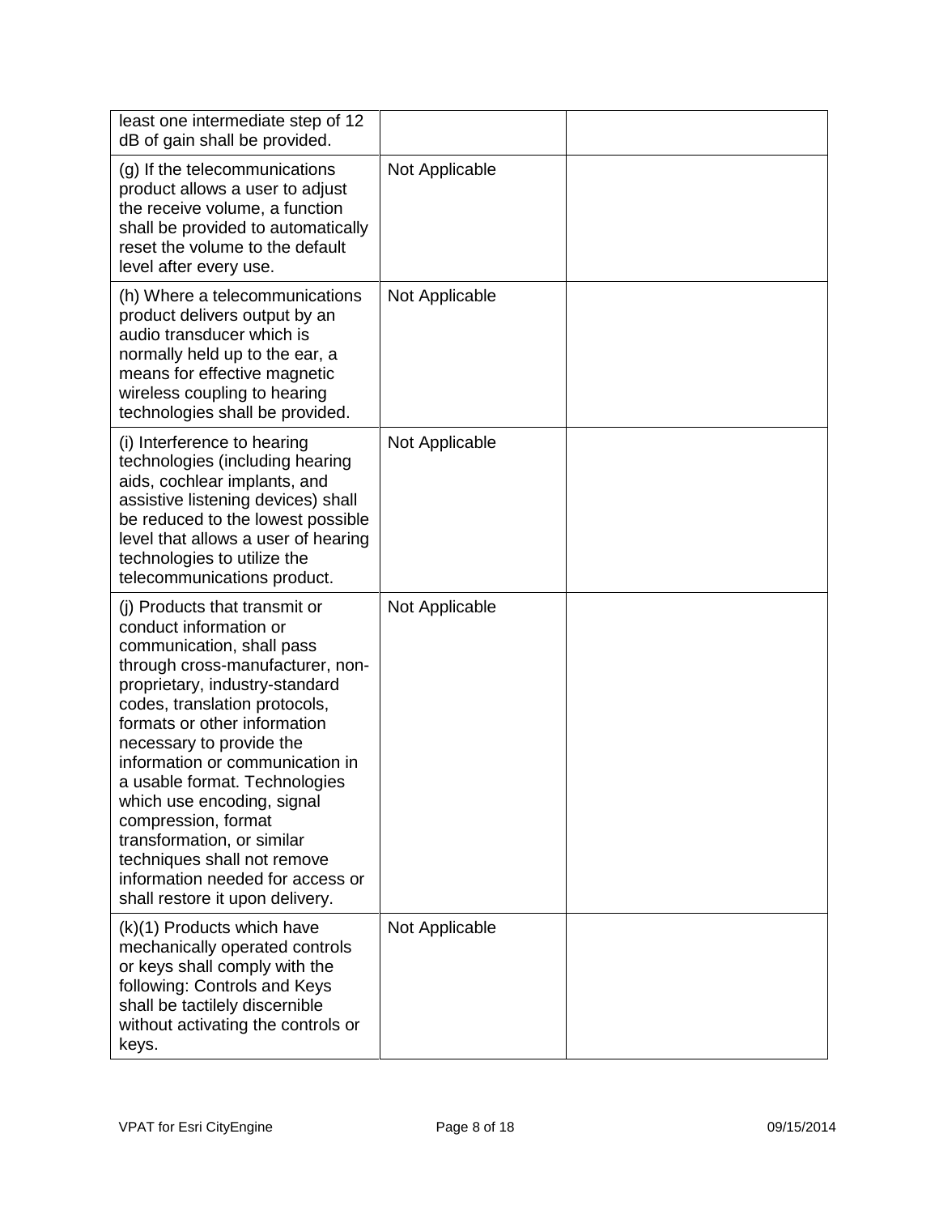| | | |
|---|---|---|
| least one intermediate step of 12 dB of gain shall be provided. | | |
| (g) If the telecommunications product allows a user to adjust the receive volume, a function shall be provided to automatically reset the volume to the default level after every use. | Not Applicable | |
| (h) Where a telecommunications product delivers output by an audio transducer which is normally held up to the ear, a means for effective magnetic wireless coupling to hearing technologies shall be provided. | Not Applicable | |
| (i) Interference to hearing technologies (including hearing aids, cochlear implants, and assistive listening devices) shall be reduced to the lowest possible level that allows a user of hearing technologies to utilize the telecommunications product. | Not Applicable | |
| (j) Products that transmit or conduct information or communication, shall pass through cross-manufacturer, non-proprietary, industry-standard codes, translation protocols, formats or other information necessary to provide the information or communication in a usable format. Technologies which use encoding, signal compression, format transformation, or similar techniques shall not remove information needed for access or shall restore it upon delivery. | Not Applicable | |
| (k)(1) Products which have mechanically operated controls or keys shall comply with the following: Controls and Keys shall be tactilely discernible without activating the controls or keys. | Not Applicable | |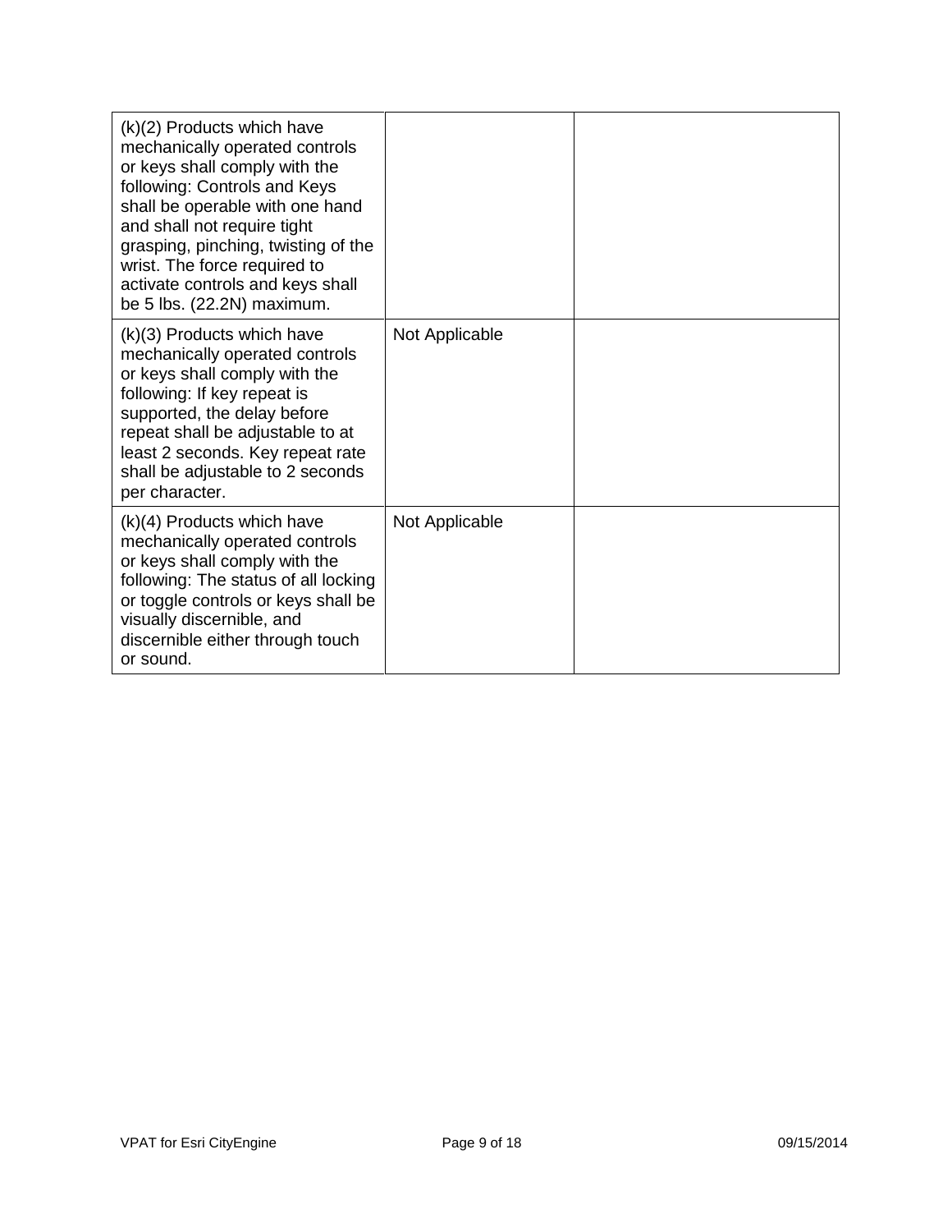| | | |
|---|---|---|
| (k)(2) Products which have mechanically operated controls or keys shall comply with the following: Controls and Keys shall be operable with one hand and shall not require tight grasping, pinching, twisting of the wrist. The force required to activate controls and keys shall be 5 lbs. (22.2N) maximum. | | |
| (k)(3) Products which have mechanically operated controls or keys shall comply with the following: If key repeat is supported, the delay before repeat shall be adjustable to at least 2 seconds. Key repeat rate shall be adjustable to 2 seconds per character. | Not Applicable | |
| (k)(4) Products which have mechanically operated controls or keys shall comply with the following: The status of all locking or toggle controls or keys shall be visually discernible, and discernible either through touch or sound. | Not Applicable | |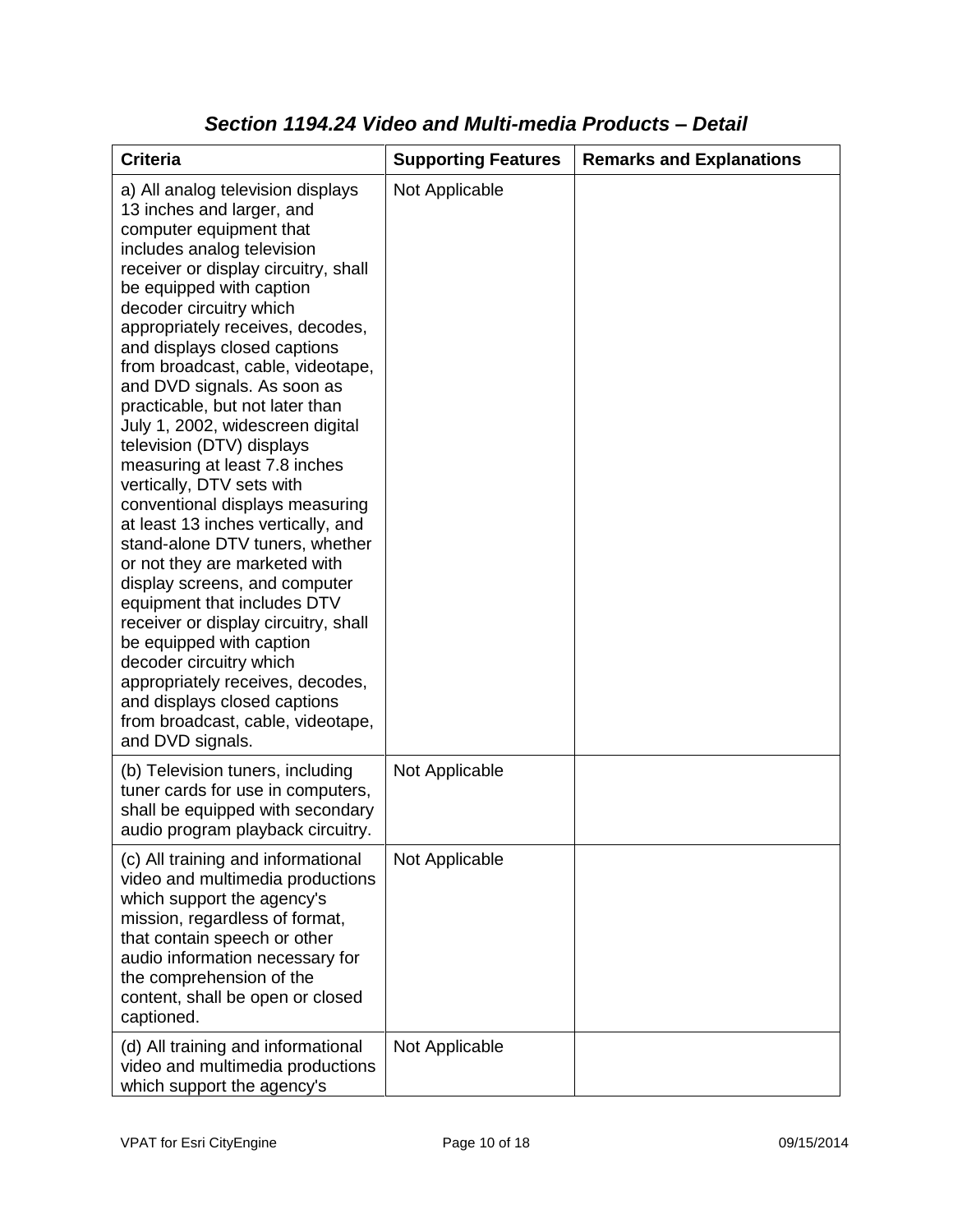### *Section 1194.24 Video and Multi-media Products – Detail*

| Criteria | Supporting Features | Remarks and Explanations |
|---|---|---|
| a) All analog television displays 13 inches and larger, and computer equipment that includes analog television receiver or display circuitry, shall be equipped with caption decoder circuitry which appropriately receives, decodes, and displays closed captions from broadcast, cable, videotape, and DVD signals. As soon as practicable, but not later than July 1, 2002, widescreen digital television (DTV) displays measuring at least 7.8 inches vertically, DTV sets with conventional displays measuring at least 13 inches vertically, and stand-alone DTV tuners, whether or not they are marketed with display screens, and computer equipment that includes DTV receiver or display circuitry, shall be equipped with caption decoder circuitry which appropriately receives, decodes, and displays closed captions from broadcast, cable, videotape, and DVD signals. | Not Applicable | |
| (b) Television tuners, including tuner cards for use in computers, shall be equipped with secondary audio program playback circuitry. | Not Applicable | |
| (c) All training and informational video and multimedia productions which support the agency's mission, regardless of format, that contain speech or other audio information necessary for the comprehension of the content, shall be open or closed captioned. | Not Applicable | |
| (d) All training and informational video and multimedia productions which support the agency's | Not Applicable | |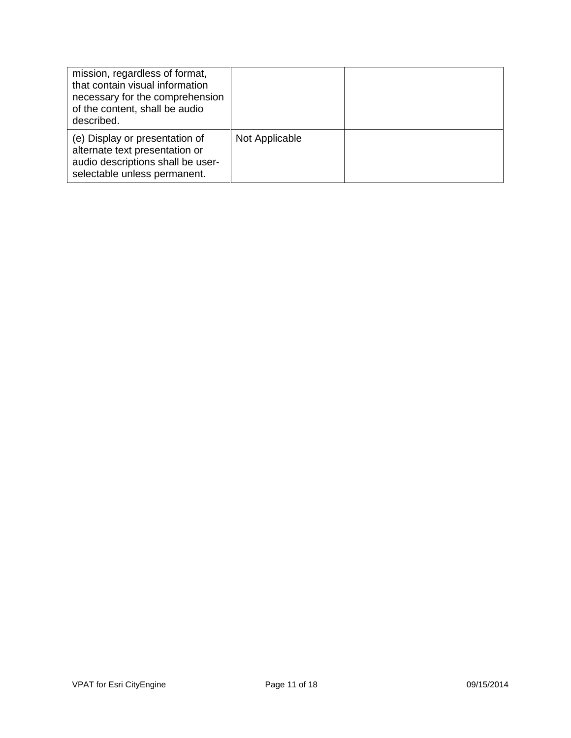| | | |
|---|---|---|
| mission, regardless of format, that contain visual information necessary for the comprehension of the content, shall be audio described. | | |
| (e) Display or presentation of alternate text presentation or audio descriptions shall be user-selectable unless permanent. | Not Applicable | |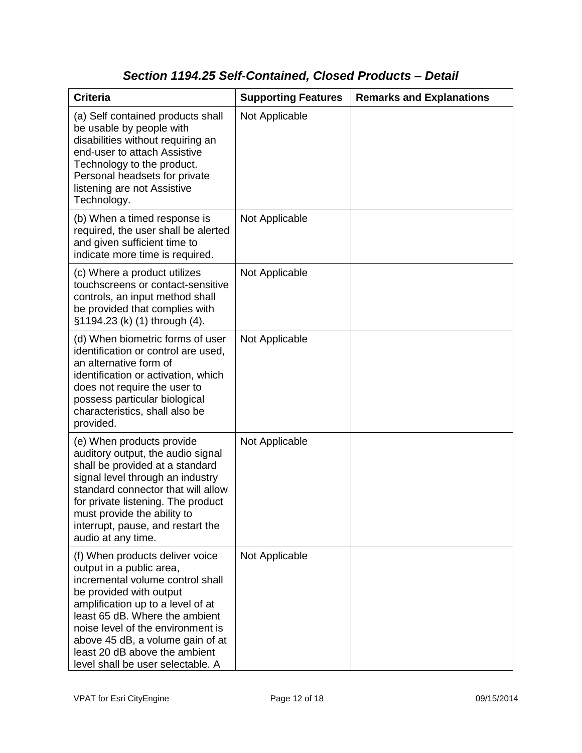## *Section 1194.25 Self-Contained, Closed Products – Detail*

| Criteria | Supporting Features | Remarks and Explanations |
| --- | --- | --- |
| (a) Self contained products shall be usable by people with disabilities without requiring an end-user to attach Assistive Technology to the product. Personal headsets for private listening are not Assistive Technology. | Not Applicable | |
| (b) When a timed response is required, the user shall be alerted and given sufficient time to indicate more time is required. | Not Applicable | |
| (c) Where a product utilizes touchscreens or contact-sensitive controls, an input method shall be provided that complies with §1194.23 (k) (1) through (4). | Not Applicable | |
| (d) When biometric forms of user identification or control are used, an alternative form of identification or activation, which does not require the user to possess particular biological characteristics, shall also be provided. | Not Applicable | |
| (e) When products provide auditory output, the audio signal shall be provided at a standard signal level through an industry standard connector that will allow for private listening. The product must provide the ability to interrupt, pause, and restart the audio at any time. | Not Applicable | |
| (f) When products deliver voice output in a public area, incremental volume control shall be provided with output amplification up to a level of at least 65 dB. Where the ambient noise level of the environment is above 45 dB, a volume gain of at least 20 dB above the ambient level shall be user selectable. A | Not Applicable | |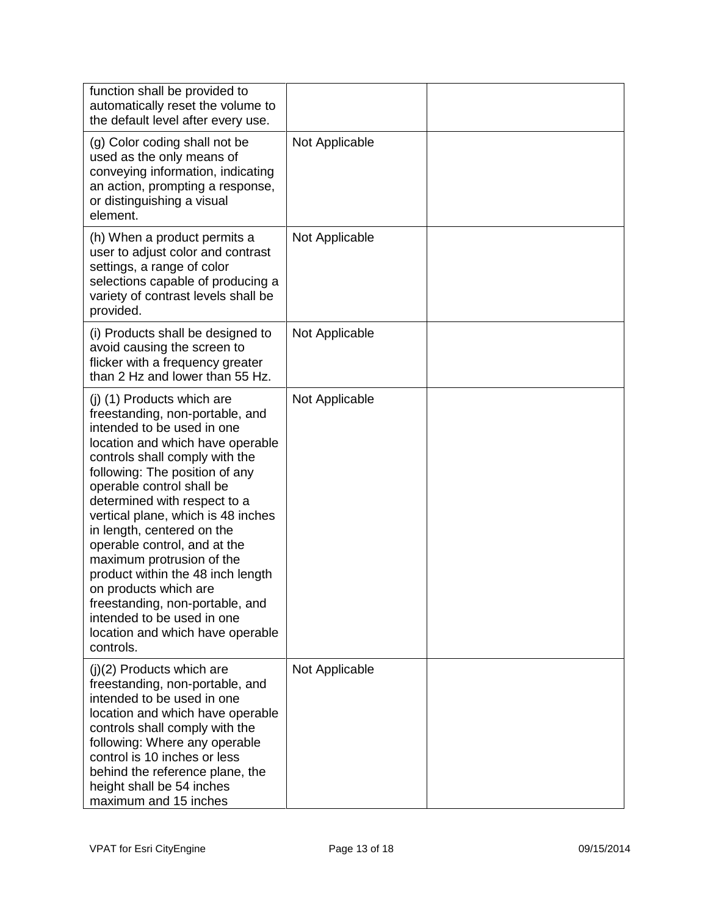| | | |
|---|---|---|
| function shall be provided to automatically reset the volume to the default level after every use. | | |
| (g) Color coding shall not be used as the only means of conveying information, indicating an action, prompting a response, or distinguishing a visual element. | Not Applicable | |
| (h) When a product permits a user to adjust color and contrast settings, a range of color selections capable of producing a variety of contrast levels shall be provided. | Not Applicable | |
| (i) Products shall be designed to avoid causing the screen to flicker with a frequency greater than 2 Hz and lower than 55 Hz. | Not Applicable | |
| (j) (1) Products which are freestanding, non-portable, and intended to be used in one location and which have operable controls shall comply with the following: The position of any operable control shall be determined with respect to a vertical plane, which is 48 inches in length, centered on the operable control, and at the maximum protrusion of the product within the 48 inch length on products which are freestanding, non-portable, and intended to be used in one location and which have operable controls. | Not Applicable | |
| (j)(2) Products which are freestanding, non-portable, and intended to be used in one location and which have operable controls shall comply with the following: Where any operable control is 10 inches or less behind the reference plane, the height shall be 54 inches maximum and 15 inches | Not Applicable | |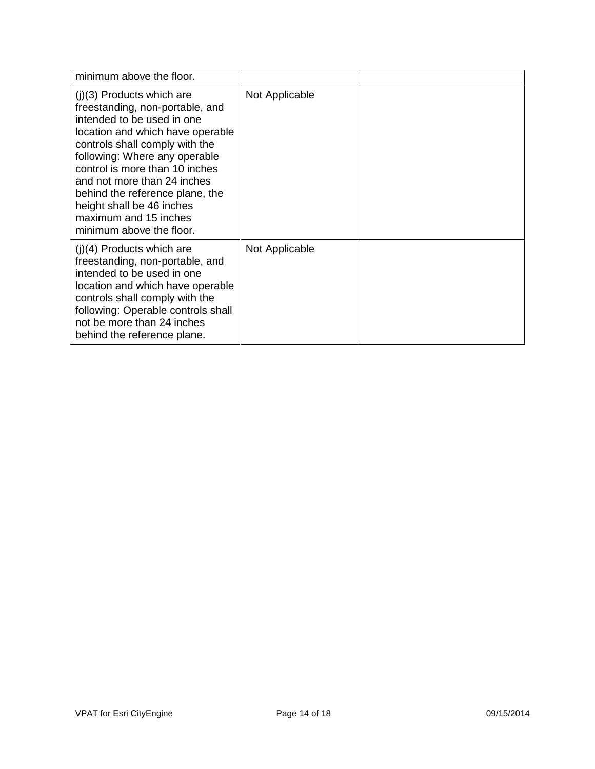| | | |
|---|---|---|
| minimum above the floor. | | |
| (j)(3) Products which are freestanding, non-portable, and intended to be used in one location and which have operable controls shall comply with the following: Where any operable control is more than 10 inches and not more than 24 inches behind the reference plane, the height shall be 46 inches maximum and 15 inches minimum above the floor. | Not Applicable | |
| (j)(4) Products which are freestanding, non-portable, and intended to be used in one location and which have operable controls shall comply with the following: Operable controls shall not be more than 24 inches behind the reference plane. | Not Applicable | |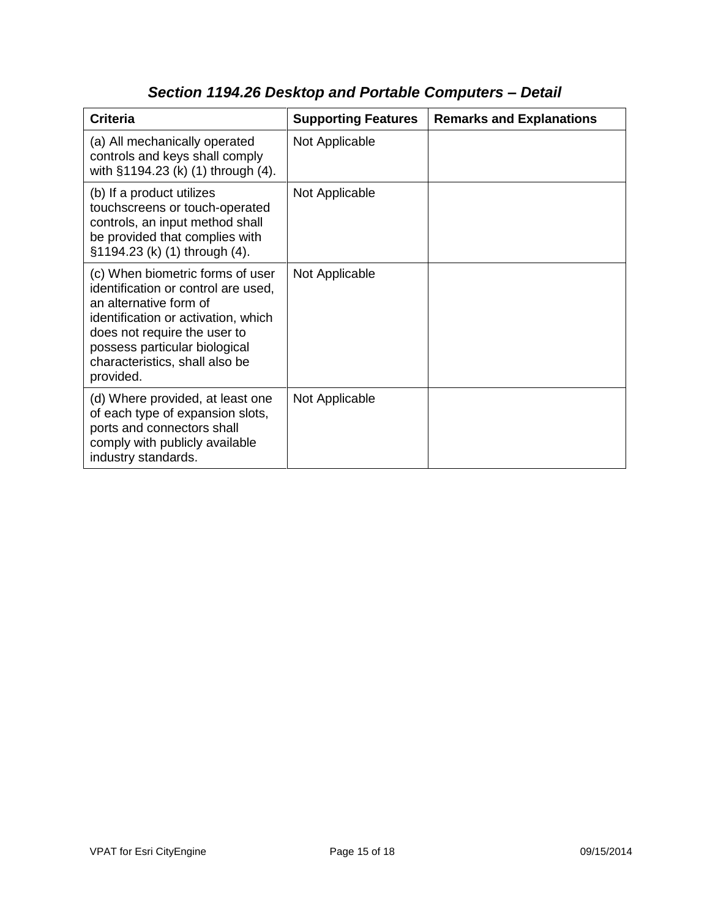### *Section 1194.26 Desktop and Portable Computers – Detail*

| Criteria | Supporting Features | Remarks and Explanations |
| --- | --- | --- |
| (a) All mechanically operated controls and keys shall comply with §1194.23 (k) (1) through (4). | Not Applicable | |
| (b) If a product utilizes touchscreens or touch-operated controls, an input method shall be provided that complies with §1194.23 (k) (1) through (4). | Not Applicable | |
| (c) When biometric forms of user identification or control are used, an alternative form of identification or activation, which does not require the user to possess particular biological characteristics, shall also be provided. | Not Applicable | |
| (d) Where provided, at least one of each type of expansion slots, ports and connectors shall comply with publicly available industry standards. | Not Applicable | |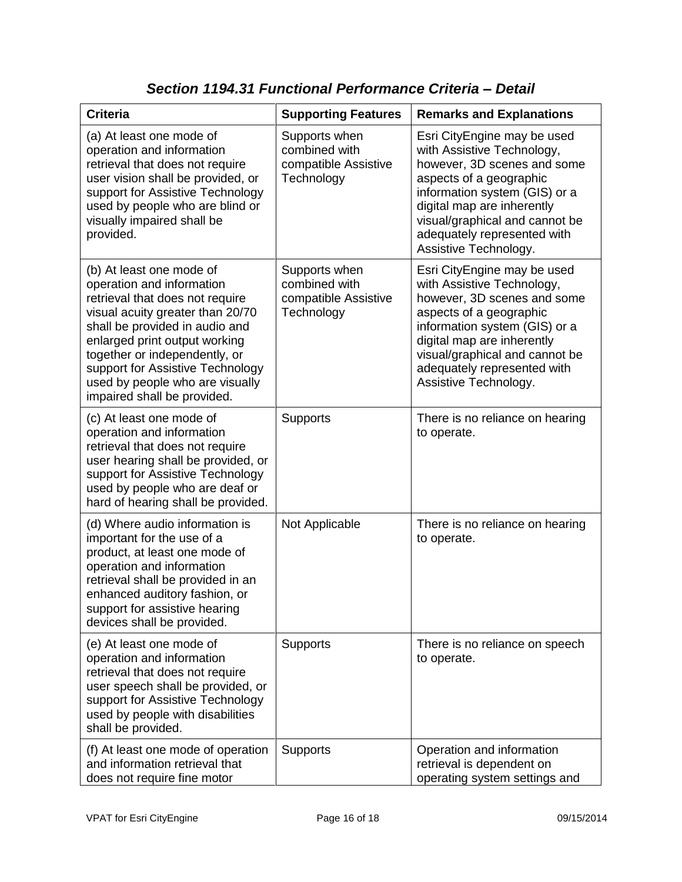## *Section 1194.31 Functional Performance Criteria – Detail*

| Criteria | Supporting Features | Remarks and Explanations |
|---|---|---|
| (a) At least one mode of operation and information retrieval that does not require user vision shall be provided, or support for Assistive Technology used by people who are blind or visually impaired shall be provided. | Supports when combined with compatible Assistive Technology | Esri CityEngine may be used with Assistive Technology, however, 3D scenes and some aspects of a geographic information system (GIS) or a digital map are inherently visual/graphical and cannot be adequately represented with Assistive Technology. |
| (b) At least one mode of operation and information retrieval that does not require visual acuity greater than 20/70 shall be provided in audio and enlarged print output working together or independently, or support for Assistive Technology used by people who are visually impaired shall be provided. | Supports when combined with compatible Assistive Technology | Esri CityEngine may be used with Assistive Technology, however, 3D scenes and some aspects of a geographic information system (GIS) or a digital map are inherently visual/graphical and cannot be adequately represented with Assistive Technology. |
| (c) At least one mode of operation and information retrieval that does not require user hearing shall be provided, or support for Assistive Technology used by people who are deaf or hard of hearing shall be provided. | Supports | There is no reliance on hearing to operate. |
| (d) Where audio information is important for the use of a product, at least one mode of operation and information retrieval shall be provided in an enhanced auditory fashion, or support for assistive hearing devices shall be provided. | Not Applicable | There is no reliance on hearing to operate. |
| (e) At least one mode of operation and information retrieval that does not require user speech shall be provided, or support for Assistive Technology used by people with disabilities shall be provided. | Supports | There is no reliance on speech to operate. |
| (f) At least one mode of operation and information retrieval that does not require fine motor | Supports | Operation and information retrieval is dependent on operating system settings and |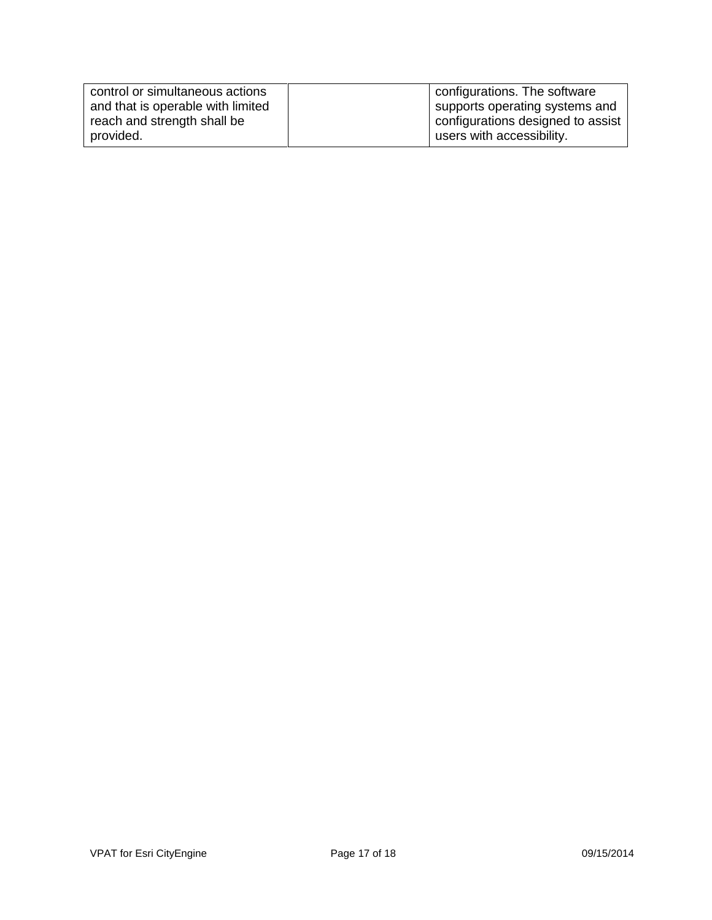| | | |
|---|---|---|
| control or simultaneous actions and that is operable with limited reach and strength shall be provided. | | configurations. The software supports operating systems and configurations designed to assist users with accessibility. |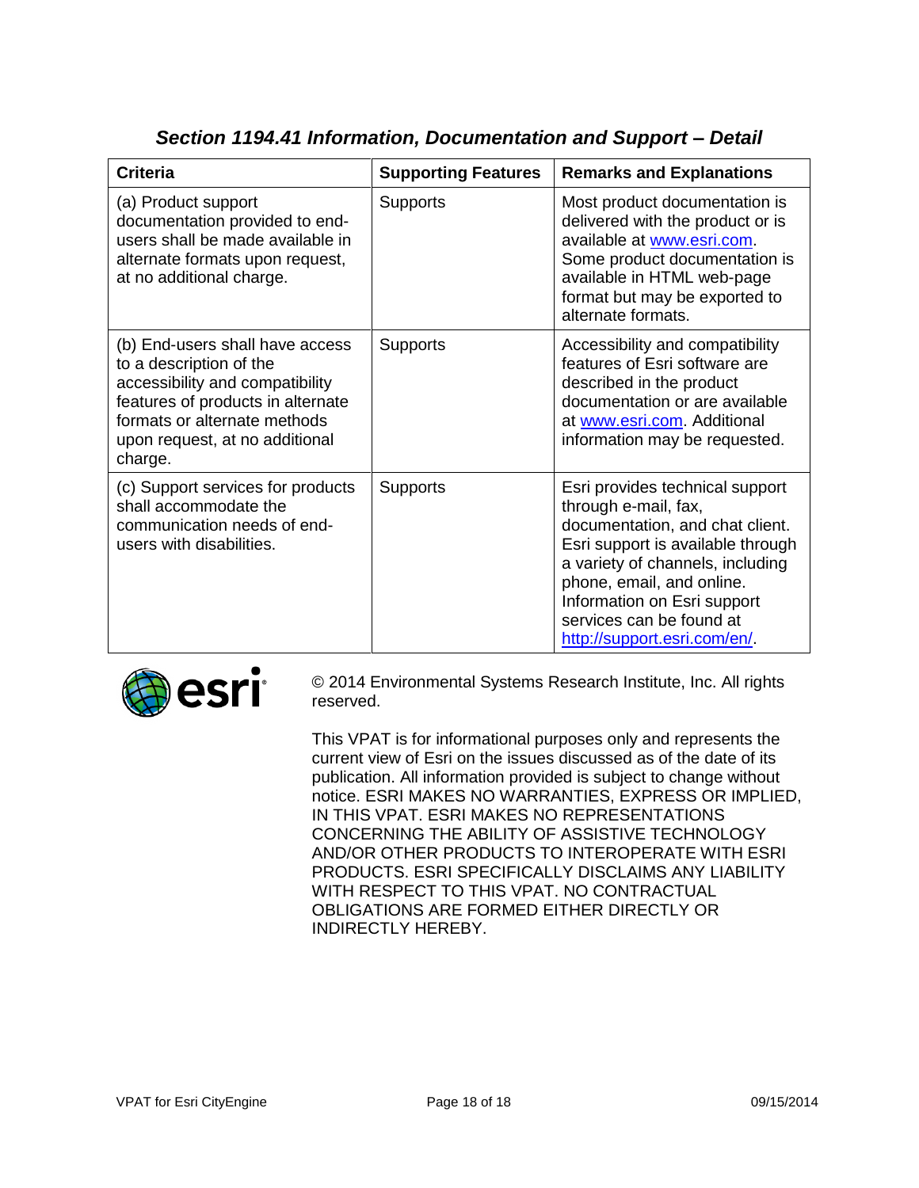### *Section 1194.41 Information, Documentation and Support – Detail*

| Criteria | Supporting Features | Remarks and Explanations |
|---|---|---|
| (a) Product support documentation provided to end-users shall be made available in alternate formats upon request, at no additional charge. | Supports | Most product documentation is delivered with the product or is available at www.esri.com. Some product documentation is available in HTML web-page format but may be exported to alternate formats. |
| (b) End-users shall have access to a description of the accessibility and compatibility features of products in alternate formats or alternate methods upon request, at no additional charge. | Supports | Accessibility and compatibility features of Esri software are described in the product documentation or are available at www.esri.com. Additional information may be requested. |
| (c) Support services for products shall accommodate the communication needs of end-users with disabilities. | Supports | Esri provides technical support through e-mail, fax, documentation, and chat client. Esri support is available through a variety of channels, including phone, email, and online. Information on Esri support services can be found at http://support.esri.com/en/. |

esri

© 2014 Environmental Systems Research Institute, Inc. All rights reserved.

This VPAT is for informational purposes only and represents the current view of Esri on the issues discussed as of the date of its publication. All information provided is subject to change without notice. ESRI MAKES NO WARRANTIES, EXPRESS OR IMPLIED, IN THIS VPAT. ESRI MAKES NO REPRESENTATIONS CONCERNING THE ABILITY OF ASSISTIVE TECHNOLOGY AND/OR OTHER PRODUCTS TO INTEROPERATE WITH ESRI PRODUCTS. ESRI SPECIFICALLY DISCLAIMS ANY LIABILITY WITH RESPECT TO THIS VPAT. NO CONTRACTUAL OBLIGATIONS ARE FORMED EITHER DIRECTLY OR INDIRECTLY HEREBY.